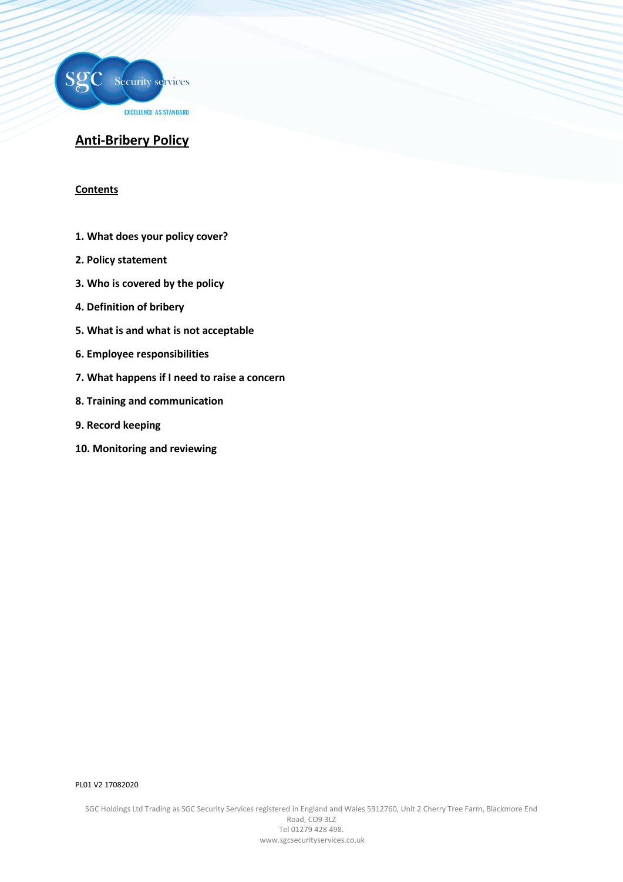# Anti-Bribery Policy

**Contents**

1. **What does your policy cover?**
2. **Policy statement**
3. **Who is covered by the policy**
4. **Definition of bribery**
5. **What is and what is not acceptable**
6. **Employee responsibilities**
7. **What happens if I need to raise a concern**
8. **Training and communication**
9. **Record keeping**
10. **Monitoring and reviewing**

PL01 V2 17082020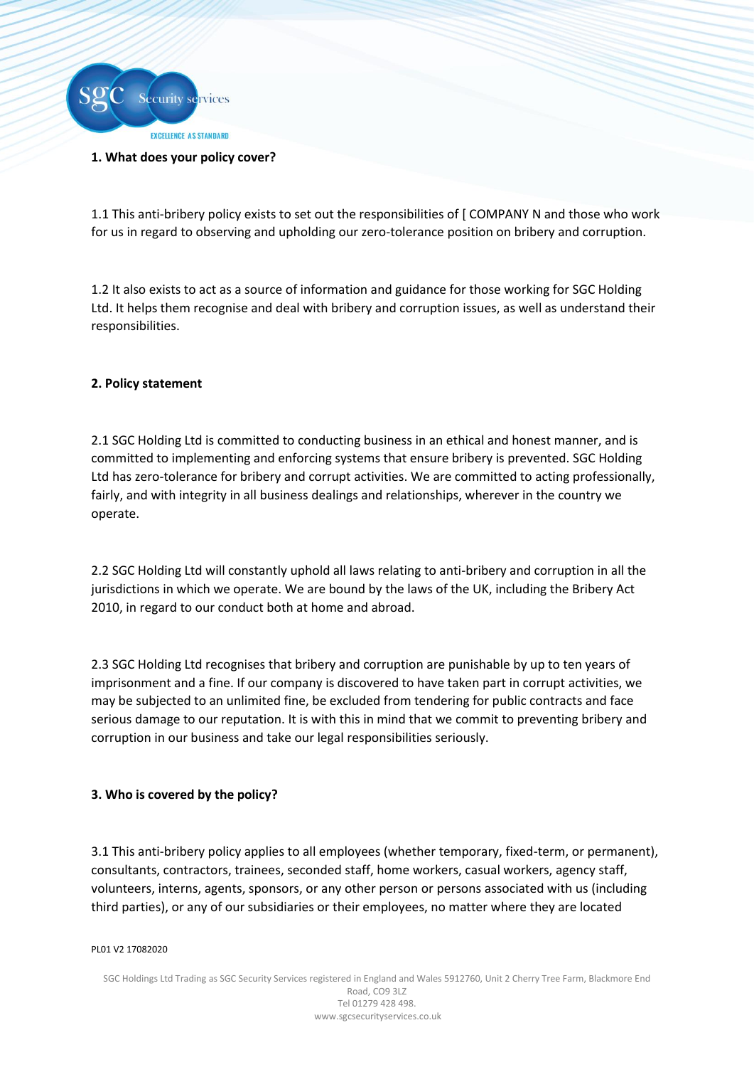**1. What does your policy cover?**

1.1 This anti-bribery policy exists to set out the responsibilities of [ COMPANY N and those who work for us in regard to observing and upholding our zero-tolerance position on bribery and corruption.

1.2 It also exists to act as a source of information and guidance for those working for SGC Holding Ltd. It helps them recognise and deal with bribery and corruption issues, as well as understand their responsibilities.

**2. Policy statement**

2.1 SGC Holding Ltd is committed to conducting business in an ethical and honest manner, and is committed to implementing and enforcing systems that ensure bribery is prevented. SGC Holding Ltd has zero-tolerance for bribery and corrupt activities. We are committed to acting professionally, fairly, and with integrity in all business dealings and relationships, wherever in the country we operate.

2.2 SGC Holding Ltd will constantly uphold all laws relating to anti-bribery and corruption in all the jurisdictions in which we operate. We are bound by the laws of the UK, including the Bribery Act 2010, in regard to our conduct both at home and abroad.

2.3 SGC Holding Ltd recognises that bribery and corruption are punishable by up to ten years of imprisonment and a fine. If our company is discovered to have taken part in corrupt activities, we may be subjected to an unlimited fine, be excluded from tendering for public contracts and face serious damage to our reputation. It is with this in mind that we commit to preventing bribery and corruption in our business and take our legal responsibilities seriously.

**3. Who is covered by the policy?**

3.1 This anti-bribery policy applies to all employees (whether temporary, fixed-term, or permanent), consultants, contractors, trainees, seconded staff, home workers, casual workers, agency staff, volunteers, interns, agents, sponsors, or any other person or persons associated with us (including third parties), or any of our subsidiaries or their employees, no matter where they are located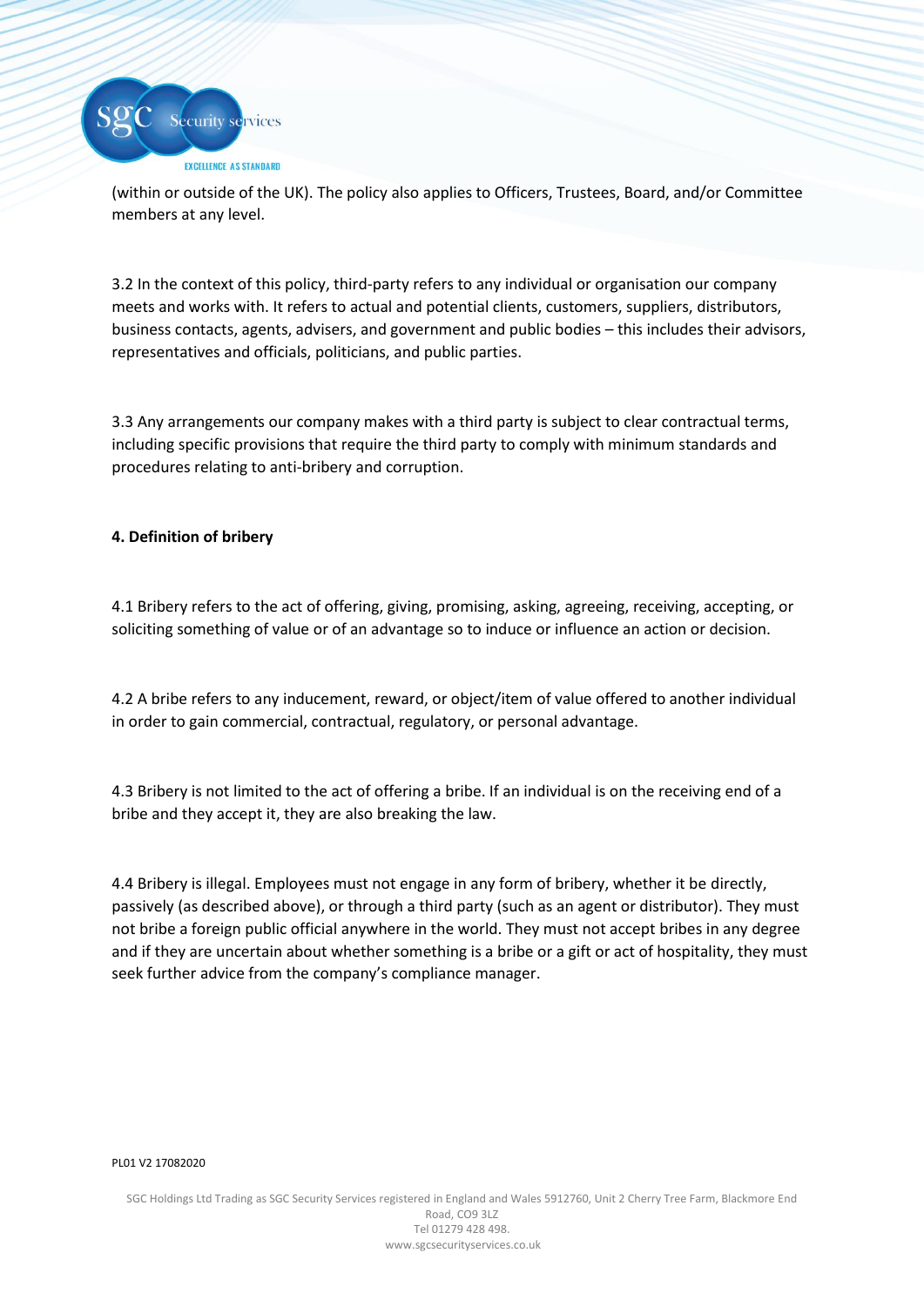(within or outside of the UK). The policy also applies to Officers, Trustees, Board, and/or Committee members at any level.

3.2 In the context of this policy, third-party refers to any individual or organisation our company meets and works with. It refers to actual and potential clients, customers, suppliers, distributors, business contacts, agents, advisers, and government and public bodies – this includes their advisors, representatives and officials, politicians, and public parties.

3.3 Any arrangements our company makes with a third party is subject to clear contractual terms, including specific provisions that require the third party to comply with minimum standards and procedures relating to anti-bribery and corruption.

**4. Definition of bribery**

4.1 Bribery refers to the act of offering, giving, promising, asking, agreeing, receiving, accepting, or soliciting something of value or of an advantage so to induce or influence an action or decision.

4.2 A bribe refers to any inducement, reward, or object/item of value offered to another individual in order to gain commercial, contractual, regulatory, or personal advantage.

4.3 Bribery is not limited to the act of offering a bribe. If an individual is on the receiving end of a bribe and they accept it, they are also breaking the law.

4.4 Bribery is illegal. Employees must not engage in any form of bribery, whether it be directly, passively (as described above), or through a third party (such as an agent or distributor). They must not bribe a foreign public official anywhere in the world. They must not accept bribes in any degree and if they are uncertain about whether something is a bribe or a gift or act of hospitality, they must seek further advice from the company's compliance manager.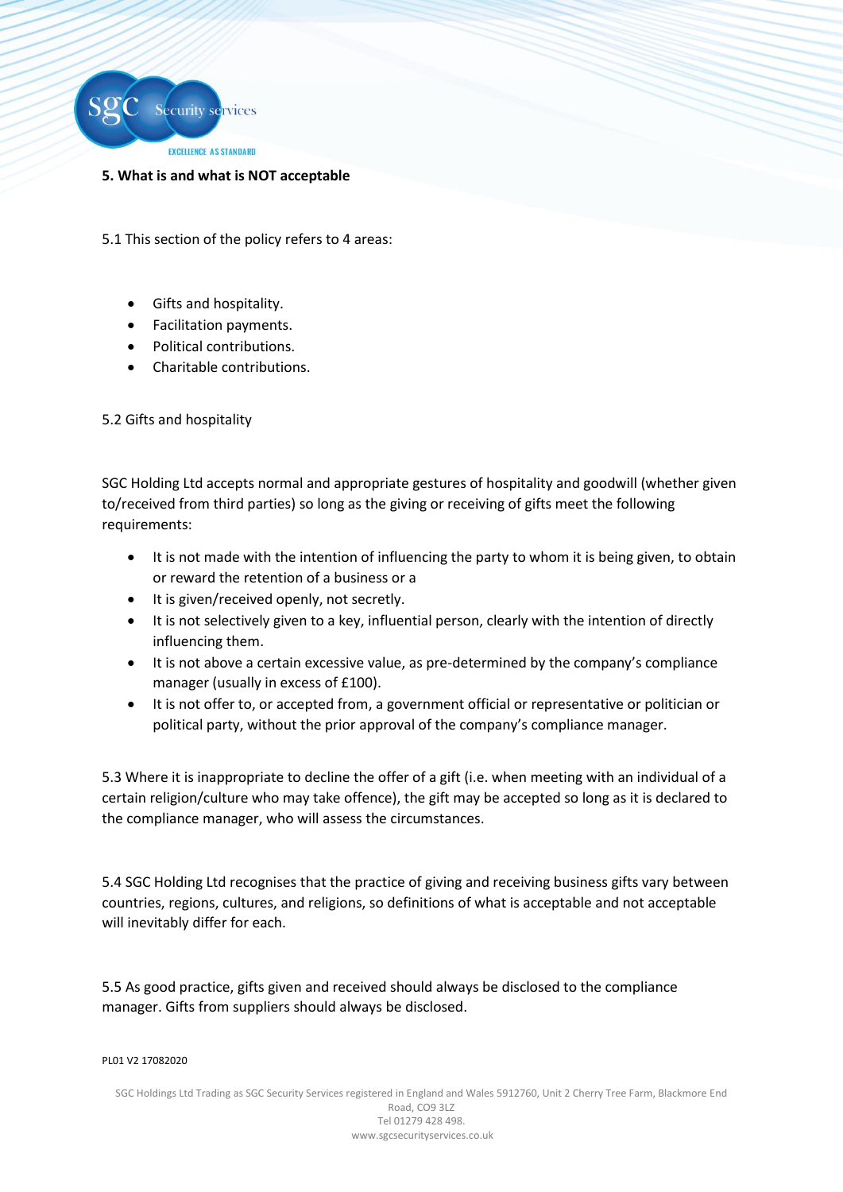## 5. What is and what is NOT acceptable

5.1 This section of the policy refers to 4 areas:

- Gifts and hospitality.
- Facilitation payments.
- Political contributions.
- Charitable contributions.

5.2 Gifts and hospitality

SGC Holding Ltd accepts normal and appropriate gestures of hospitality and goodwill (whether given to/received from third parties) so long as the giving or receiving of gifts meet the following requirements:

- It is not made with the intention of influencing the party to whom it is being given, to obtain or reward the retention of a business or a
- It is given/received openly, not secretly.
- It is not selectively given to a key, influential person, clearly with the intention of directly influencing them.
- It is not above a certain excessive value, as pre-determined by the company's compliance manager (usually in excess of £100).
- It is not offer to, or accepted from, a government official or representative or politician or political party, without the prior approval of the company's compliance manager.

5.3 Where it is inappropriate to decline the offer of a gift (i.e. when meeting with an individual of a certain religion/culture who may take offence), the gift may be accepted so long as it is declared to the compliance manager, who will assess the circumstances.

5.4 SGC Holding Ltd recognises that the practice of giving and receiving business gifts vary between countries, regions, cultures, and religions, so definitions of what is acceptable and not acceptable will inevitably differ for each.

5.5 As good practice, gifts given and received should always be disclosed to the compliance manager. Gifts from suppliers should always be disclosed.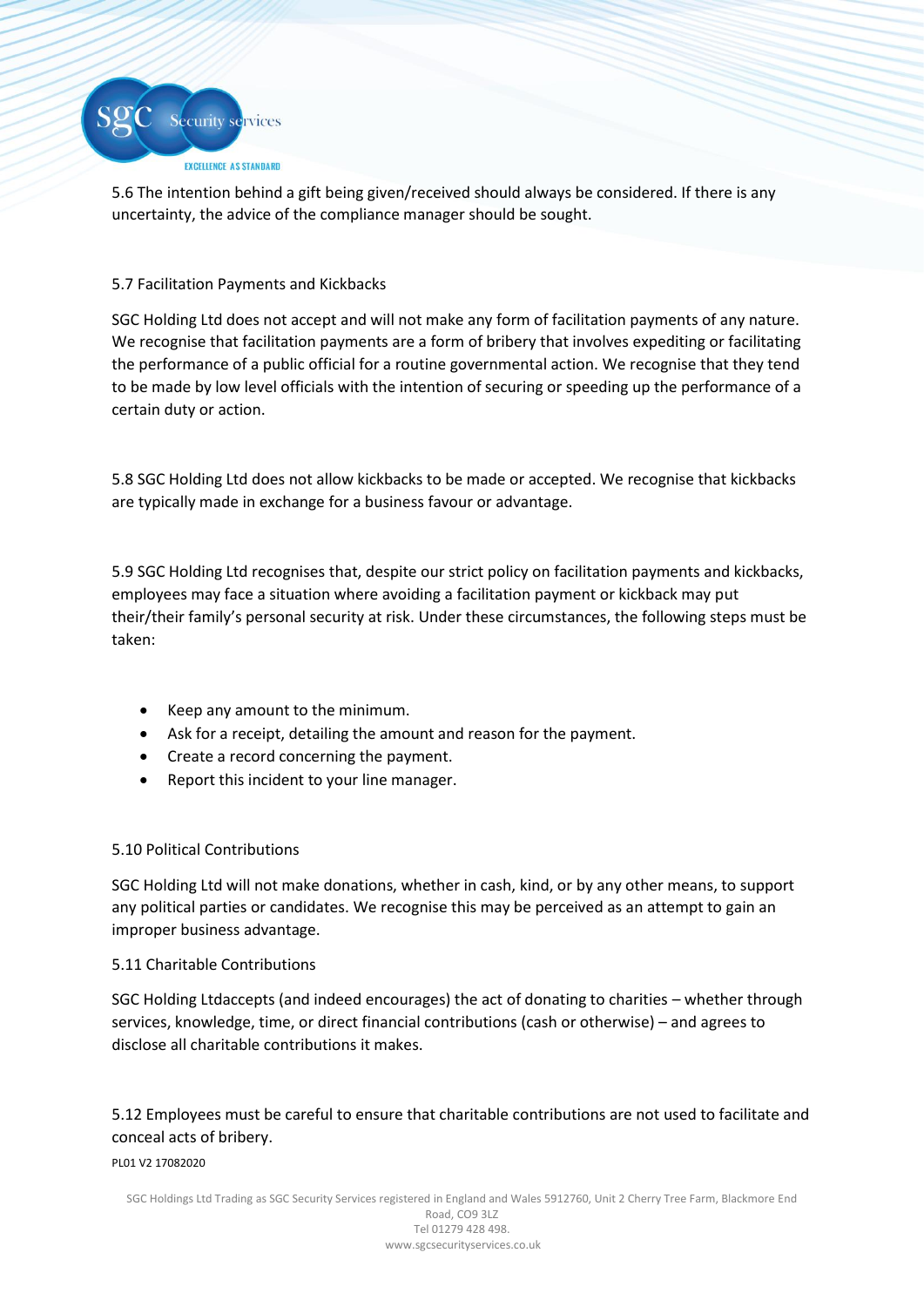5.6 The intention behind a gift being given/received should always be considered. If there is any uncertainty, the advice of the compliance manager should be sought.

5.7 Facilitation Payments and Kickbacks

SGC Holding Ltd does not accept and will not make any form of facilitation payments of any nature. We recognise that facilitation payments are a form of bribery that involves expediting or facilitating the performance of a public official for a routine governmental action. We recognise that they tend to be made by low level officials with the intention of securing or speeding up the performance of a certain duty or action.

5.8 SGC Holding Ltd does not allow kickbacks to be made or accepted. We recognise that kickbacks are typically made in exchange for a business favour or advantage.

5.9 SGC Holding Ltd recognises that, despite our strict policy on facilitation payments and kickbacks, employees may face a situation where avoiding a facilitation payment or kickback may put their/their family's personal security at risk. Under these circumstances, the following steps must be taken:

- Keep any amount to the minimum.
- Ask for a receipt, detailing the amount and reason for the payment.
- Create a record concerning the payment.
- Report this incident to your line manager.

5.10 Political Contributions

SGC Holding Ltd will not make donations, whether in cash, kind, or by any other means, to support any political parties or candidates. We recognise this may be perceived as an attempt to gain an improper business advantage.

5.11 Charitable Contributions

SGC Holding Ltdaccepts (and indeed encourages) the act of donating to charities – whether through services, knowledge, time, or direct financial contributions (cash or otherwise) – and agrees to disclose all charitable contributions it makes.

5.12 Employees must be careful to ensure that charitable contributions are not used to facilitate and conceal acts of bribery.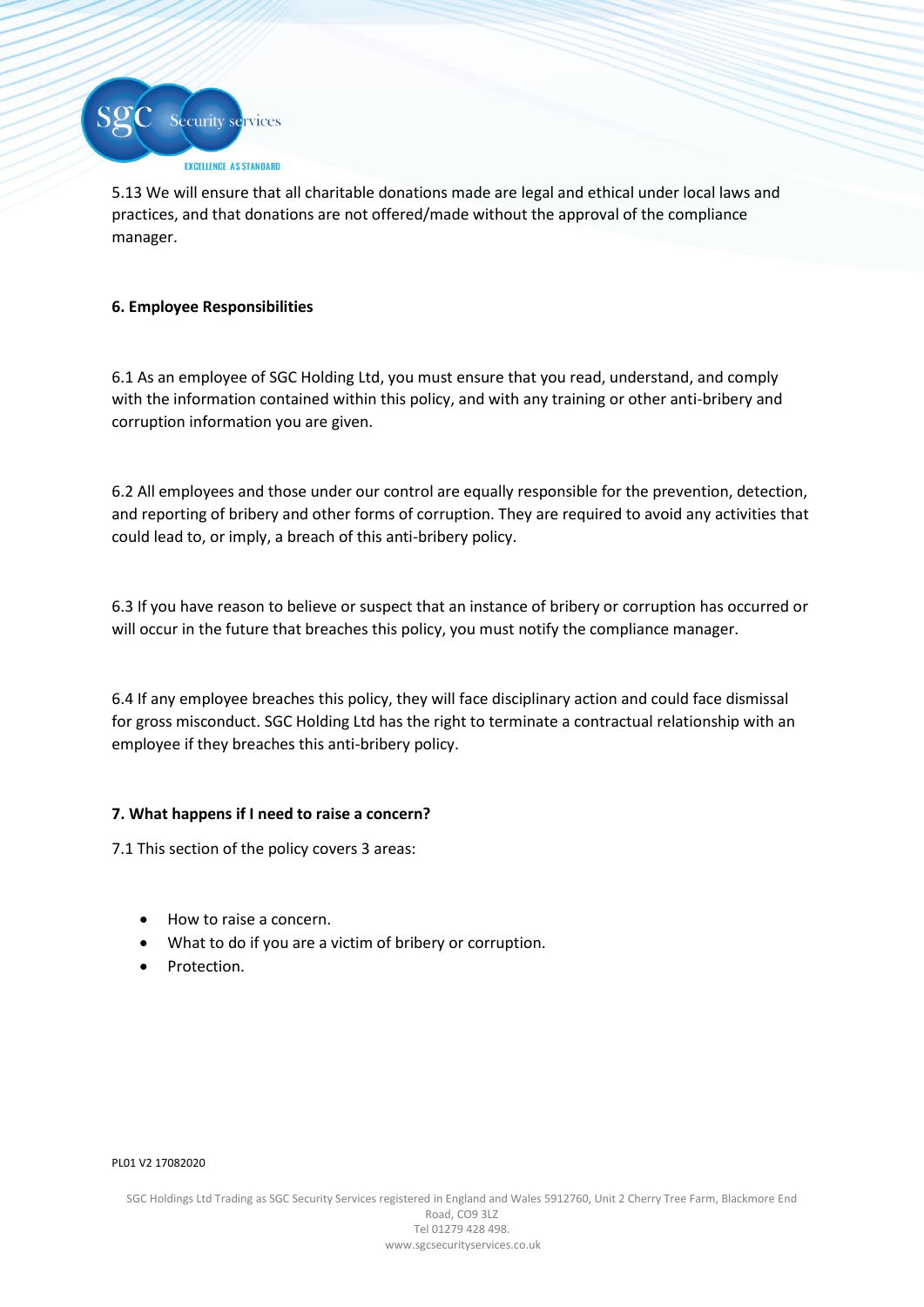5.13 We will ensure that all charitable donations made are legal and ethical under local laws and practices, and that donations are not offered/made without the approval of the compliance manager.

**6. Employee Responsibilities**

6.1 As an employee of SGC Holding Ltd, you must ensure that you read, understand, and comply with the information contained within this policy, and with any training or other anti-bribery and corruption information you are given.

6.2 All employees and those under our control are equally responsible for the prevention, detection, and reporting of bribery and other forms of corruption. They are required to avoid any activities that could lead to, or imply, a breach of this anti-bribery policy.

6.3 If you have reason to believe or suspect that an instance of bribery or corruption has occurred or will occur in the future that breaches this policy, you must notify the compliance manager.

6.4 If any employee breaches this policy, they will face disciplinary action and could face dismissal for gross misconduct. SGC Holding Ltd has the right to terminate a contractual relationship with an employee if they breaches this anti-bribery policy.

**7. What happens if I need to raise a concern?**

7.1 This section of the policy covers 3 areas:

- How to raise a concern.
- What to do if you are a victim of bribery or corruption.
- Protection.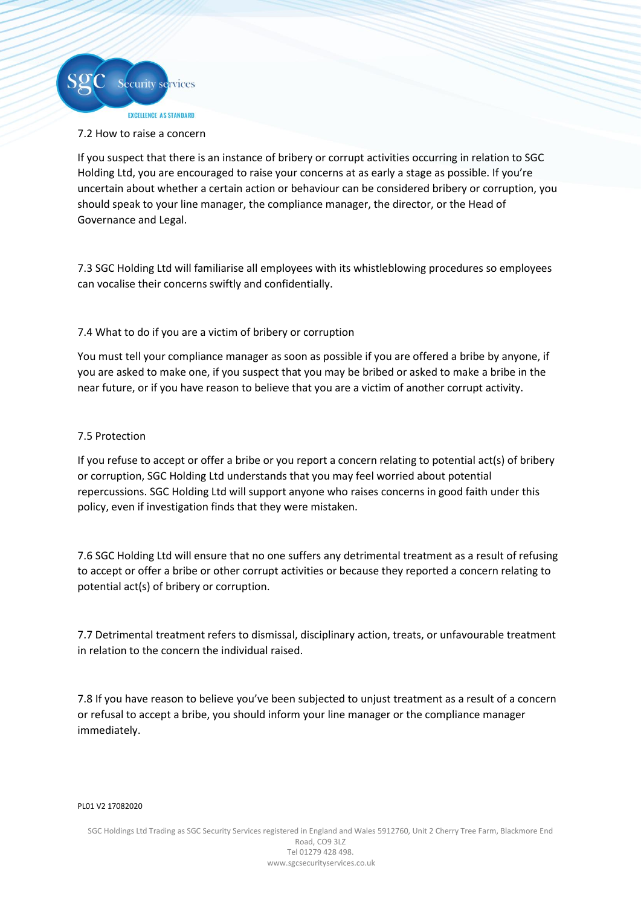### 7.2 How to raise a concern

If you suspect that there is an instance of bribery or corrupt activities occurring in relation to SGC Holding Ltd, you are encouraged to raise your concerns at as early a stage as possible. If you're uncertain about whether a certain action or behaviour can be considered bribery or corruption, you should speak to your line manager, the compliance manager, the director, or the Head of Governance and Legal.

7.3 SGC Holding Ltd will familiarise all employees with its whistleblowing procedures so employees can vocalise their concerns swiftly and confidentially.

### 7.4 What to do if you are a victim of bribery or corruption

You must tell your compliance manager as soon as possible if you are offered a bribe by anyone, if you are asked to make one, if you suspect that you may be bribed or asked to make a bribe in the near future, or if you have reason to believe that you are a victim of another corrupt activity.

### 7.5 Protection

If you refuse to accept or offer a bribe or you report a concern relating to potential act(s) of bribery or corruption, SGC Holding Ltd understands that you may feel worried about potential repercussions. SGC Holding Ltd will support anyone who raises concerns in good faith under this policy, even if investigation finds that they were mistaken.

7.6 SGC Holding Ltd will ensure that no one suffers any detrimental treatment as a result of refusing to accept or offer a bribe or other corrupt activities or because they reported a concern relating to potential act(s) of bribery or corruption.

7.7 Detrimental treatment refers to dismissal, disciplinary action, treats, or unfavourable treatment in relation to the concern the individual raised.

7.8 If you have reason to believe you've been subjected to unjust treatment as a result of a concern or refusal to accept a bribe, you should inform your line manager or the compliance manager immediately.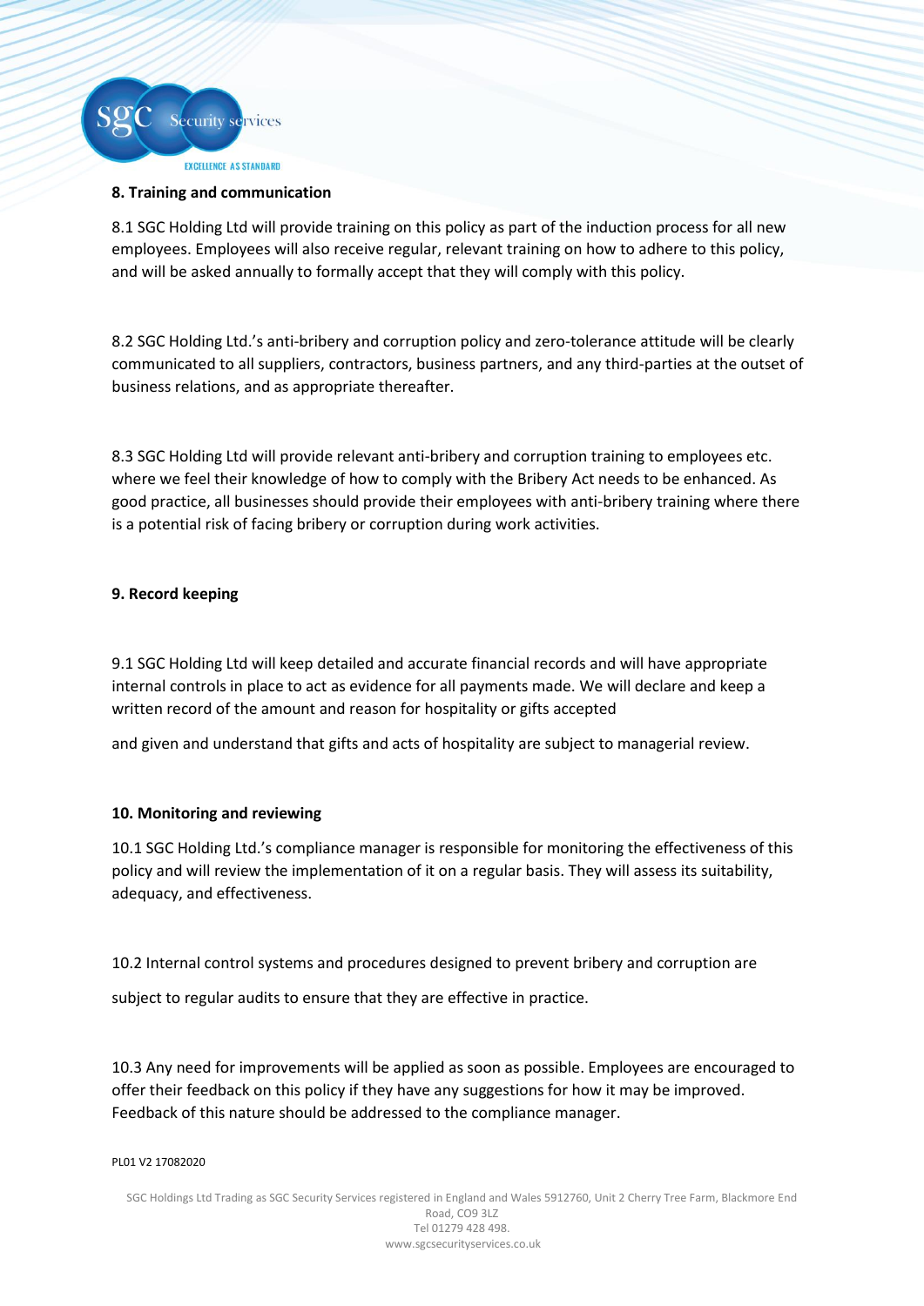**8. Training and communication**

8.1 SGC Holding Ltd will provide training on this policy as part of the induction process for all new employees. Employees will also receive regular, relevant training on how to adhere to this policy, and will be asked annually to formally accept that they will comply with this policy.

8.2 SGC Holding Ltd.'s anti-bribery and corruption policy and zero-tolerance attitude will be clearly communicated to all suppliers, contractors, business partners, and any third-parties at the outset of business relations, and as appropriate thereafter.

8.3 SGC Holding Ltd will provide relevant anti-bribery and corruption training to employees etc. where we feel their knowledge of how to comply with the Bribery Act needs to be enhanced. As good practice, all businesses should provide their employees with anti-bribery training where there is a potential risk of facing bribery or corruption during work activities.

**9. Record keeping**

9.1 SGC Holding Ltd will keep detailed and accurate financial records and will have appropriate internal controls in place to act as evidence for all payments made. We will declare and keep a written record of the amount and reason for hospitality or gifts accepted

and given and understand that gifts and acts of hospitality are subject to managerial review.

**10. Monitoring and reviewing**

10.1 SGC Holding Ltd.'s compliance manager is responsible for monitoring the effectiveness of this policy and will review the implementation of it on a regular basis. They will assess its suitability, adequacy, and effectiveness.

10.2 Internal control systems and procedures designed to prevent bribery and corruption are

subject to regular audits to ensure that they are effective in practice.

10.3 Any need for improvements will be applied as soon as possible. Employees are encouraged to offer their feedback on this policy if they have any suggestions for how it may be improved. Feedback of this nature should be addressed to the compliance manager.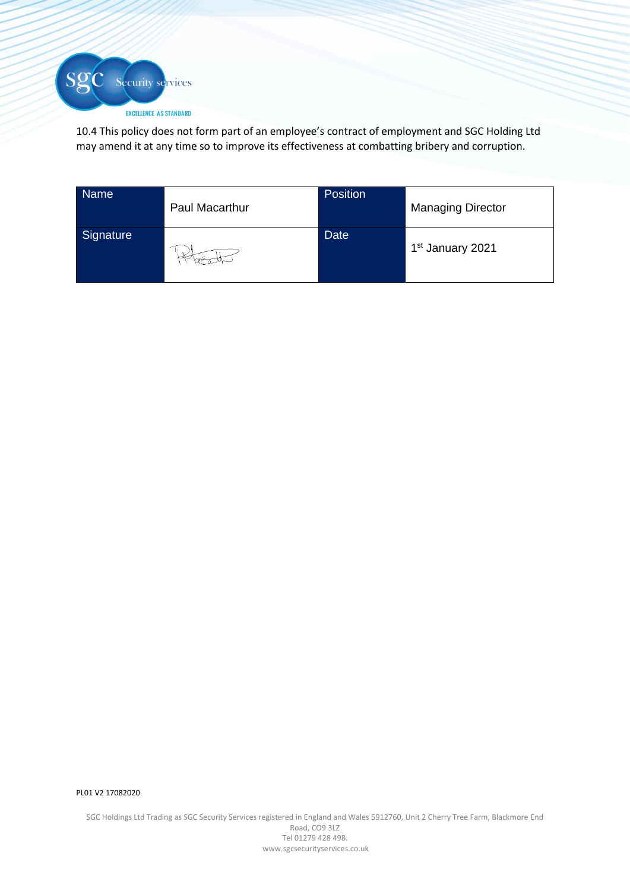10.4 This policy does not form part of an employee's contract of employment and SGC Holding Ltd may amend it at any time so to improve its effectiveness at combatting bribery and corruption.

| | | | |
|---|---|---|---|
| Name | Paul Macarthur | Position | Managing Director |
| Signature | | Date | 1st January 2021 |

PL01 V2 17082020

SGC Holdings Ltd Trading as SGC Security Services registered in England and Wales 5912760, Unit 2 Cherry Tree Farm, Blackmore End Road, CO9 3LZ
Tel 01279 428 498.
www.sgcsecurityservices.co.uk